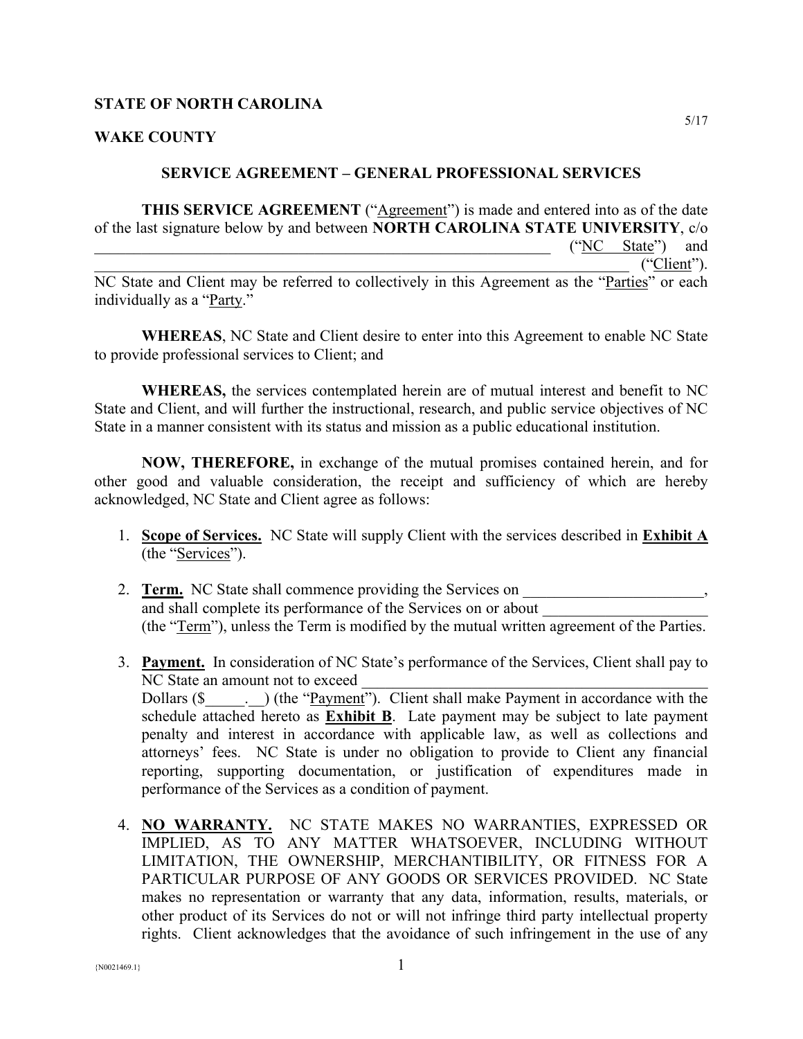**STATE OF NORTH CAROLINA**

5/17

**WAKE COUNTY**

**SERVICE AGREEMENT – GENERAL PROFESSIONAL SERVICES**

**THIS SERVICE AGREEMENT** ("Agreement") is made and entered into as of the date of the last signature below by and between **NORTH CAROLINA STATE UNIVERSITY**, c/o _______________________________________________________________ ("NC State") and _________________________________________________________________________ ("Client"). NC State and Client may be referred to collectively in this Agreement as the "Parties" or each individually as a "Party."

**WHEREAS**, NC State and Client desire to enter into this Agreement to enable NC State to provide professional services to Client; and

**WHEREAS,** the services contemplated herein are of mutual interest and benefit to NC State and Client, and will further the instructional, research, and public service objectives of NC State in a manner consistent with its status and mission as a public educational institution.

**NOW, THEREFORE,** in exchange of the mutual promises contained herein, and for other good and valuable consideration, the receipt and sufficiency of which are hereby acknowledged, NC State and Client agree as follows:

1. **Scope of Services.** NC State will supply Client with the services described in **Exhibit A** (the "Services").

2. **Term.** NC State shall commence providing the Services on _______________________, and shall complete its performance of the Services on or about _____________________ (the "Term"), unless the Term is modified by the mutual written agreement of the Parties.

3. **Payment.** In consideration of NC State's performance of the Services, Client shall pay to NC State an amount not to exceed ____________________________________________ Dollars ($_____.__) (the "Payment"). Client shall make Payment in accordance with the schedule attached hereto as **Exhibit B**. Late payment may be subject to late payment penalty and interest in accordance with applicable law, as well as collections and attorneys' fees. NC State is under no obligation to provide to Client any financial reporting, supporting documentation, or justification of expenditures made in performance of the Services as a condition of payment.

4. **NO WARRANTY.** NC STATE MAKES NO WARRANTIES, EXPRESSED OR IMPLIED, AS TO ANY MATTER WHATSOEVER, INCLUDING WITHOUT LIMITATION, THE OWNERSHIP, MERCHANTIBILITY, OR FITNESS FOR A PARTICULAR PURPOSE OF ANY GOODS OR SERVICES PROVIDED. NC State makes no representation or warranty that any data, information, results, materials, or other product of its Services do not or will not infringe third party intellectual property rights. Client acknowledges that the avoidance of such infringement in the use of any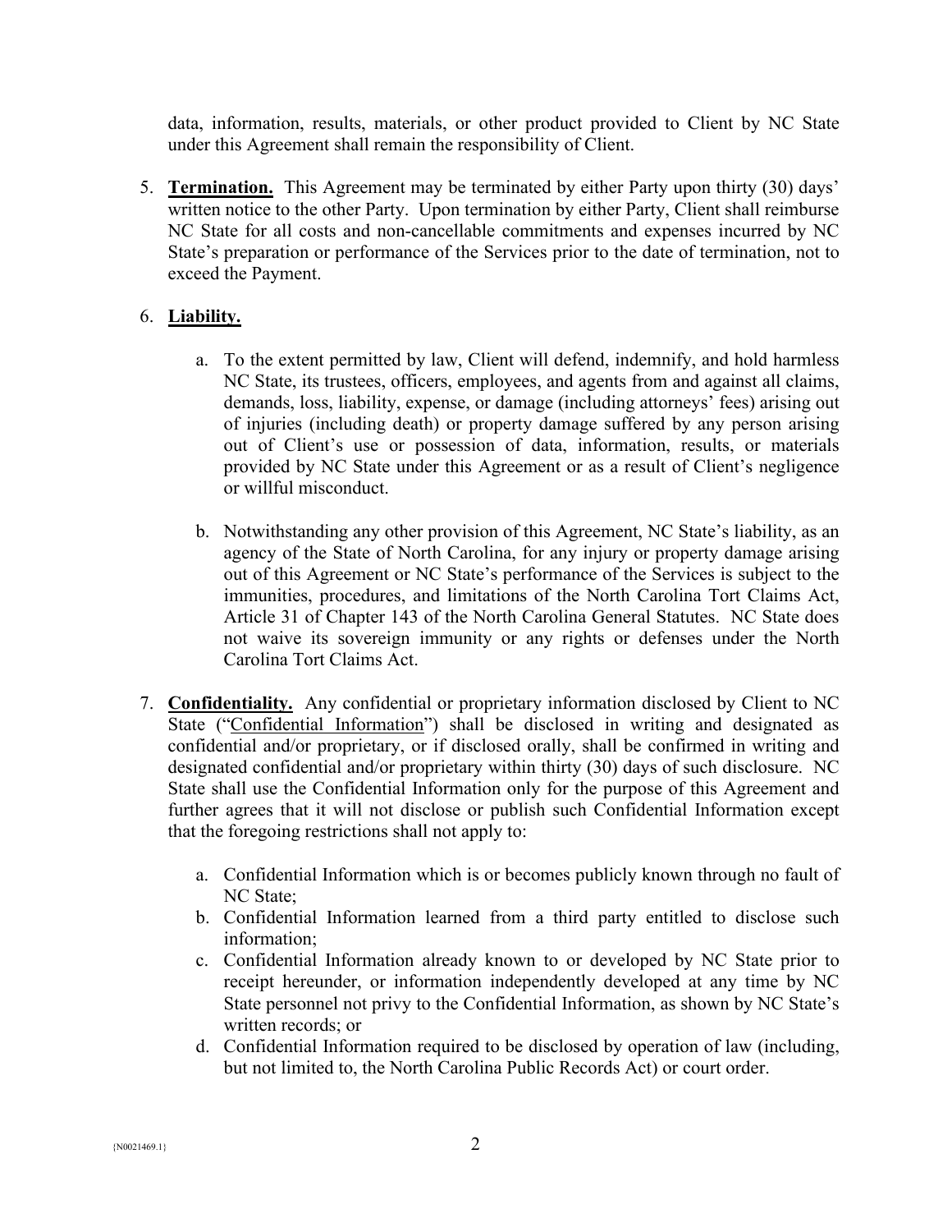data, information, results, materials, or other product provided to Client by NC State under this Agreement shall remain the responsibility of Client.

5. **Termination.** This Agreement may be terminated by either Party upon thirty (30) days' written notice to the other Party. Upon termination by either Party, Client shall reimburse NC State for all costs and non-cancellable commitments and expenses incurred by NC State's preparation or performance of the Services prior to the date of termination, not to exceed the Payment.

6. **Liability.**

   a. To the extent permitted by law, Client will defend, indemnify, and hold harmless NC State, its trustees, officers, employees, and agents from and against all claims, demands, loss, liability, expense, or damage (including attorneys' fees) arising out of injuries (including death) or property damage suffered by any person arising out of Client's use or possession of data, information, results, or materials provided by NC State under this Agreement or as a result of Client's negligence or willful misconduct.

   b. Notwithstanding any other provision of this Agreement, NC State's liability, as an agency of the State of North Carolina, for any injury or property damage arising out of this Agreement or NC State's performance of the Services is subject to the immunities, procedures, and limitations of the North Carolina Tort Claims Act, Article 31 of Chapter 143 of the North Carolina General Statutes. NC State does not waive its sovereign immunity or any rights or defenses under the North Carolina Tort Claims Act.

7. **Confidentiality.** Any confidential or proprietary information disclosed by Client to NC State ("Confidential Information") shall be disclosed in writing and designated as confidential and/or proprietary, or if disclosed orally, shall be confirmed in writing and designated confidential and/or proprietary within thirty (30) days of such disclosure. NC State shall use the Confidential Information only for the purpose of this Agreement and further agrees that it will not disclose or publish such Confidential Information except that the foregoing restrictions shall not apply to:

   a. Confidential Information which is or becomes publicly known through no fault of NC State;
   b. Confidential Information learned from a third party entitled to disclose such information;
   c. Confidential Information already known to or developed by NC State prior to receipt hereunder, or information independently developed at any time by NC State personnel not privy to the Confidential Information, as shown by NC State's written records; or
   d. Confidential Information required to be disclosed by operation of law (including, but not limited to, the North Carolina Public Records Act) or court order.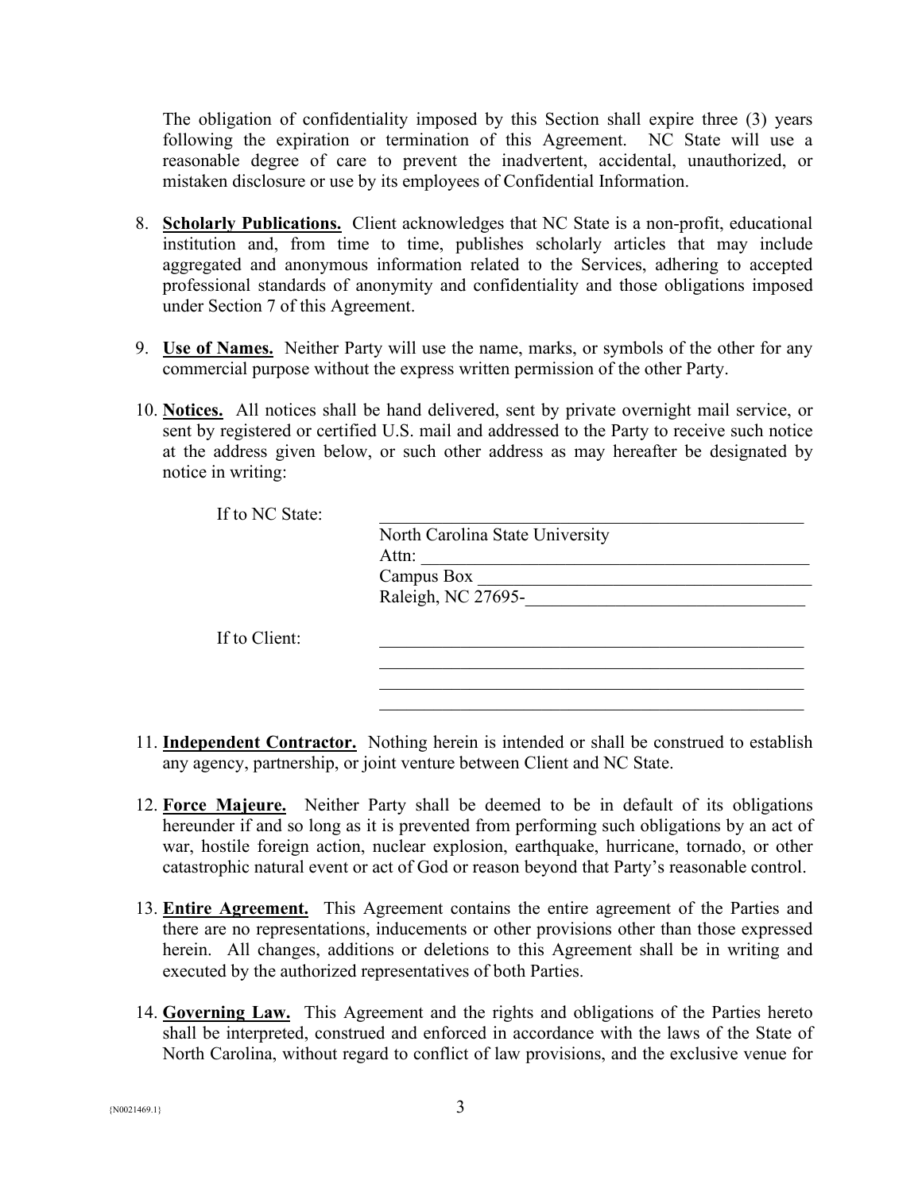The obligation of confidentiality imposed by this Section shall expire three (3) years following the expiration or termination of this Agreement. NC State will use a reasonable degree of care to prevent the inadvertent, accidental, unauthorized, or mistaken disclosure or use by its employees of Confidential Information.

8. **Scholarly Publications.** Client acknowledges that NC State is a non-profit, educational institution and, from time to time, publishes scholarly articles that may include aggregated and anonymous information related to the Services, adhering to accepted professional standards of anonymity and confidentiality and those obligations imposed under Section 7 of this Agreement.

9. **Use of Names.** Neither Party will use the name, marks, or symbols of the other for any commercial purpose without the express written permission of the other Party.

10. **Notices.** All notices shall be hand delivered, sent by private overnight mail service, or sent by registered or certified U.S. mail and addressed to the Party to receive such notice at the address given below, or such other address as may hereafter be designated by notice in writing:

    If to NC State: ______________________________
    North Carolina State University
    Attn: ______________________________
    Campus Box ______________________________
    Raleigh, NC 27695-______________________________

    If to Client: ______________________________
    ______________________________
    ______________________________
    ______________________________

11. **Independent Contractor.** Nothing herein is intended or shall be construed to establish any agency, partnership, or joint venture between Client and NC State.

12. **Force Majeure.** Neither Party shall be deemed to be in default of its obligations hereunder if and so long as it is prevented from performing such obligations by an act of war, hostile foreign action, nuclear explosion, earthquake, hurricane, tornado, or other catastrophic natural event or act of God or reason beyond that Party's reasonable control.

13. **Entire Agreement.** This Agreement contains the entire agreement of the Parties and there are no representations, inducements or other provisions other than those expressed herein. All changes, additions or deletions to this Agreement shall be in writing and executed by the authorized representatives of both Parties.

14. **Governing Law.** This Agreement and the rights and obligations of the Parties hereto shall be interpreted, construed and enforced in accordance with the laws of the State of North Carolina, without regard to conflict of law provisions, and the exclusive venue for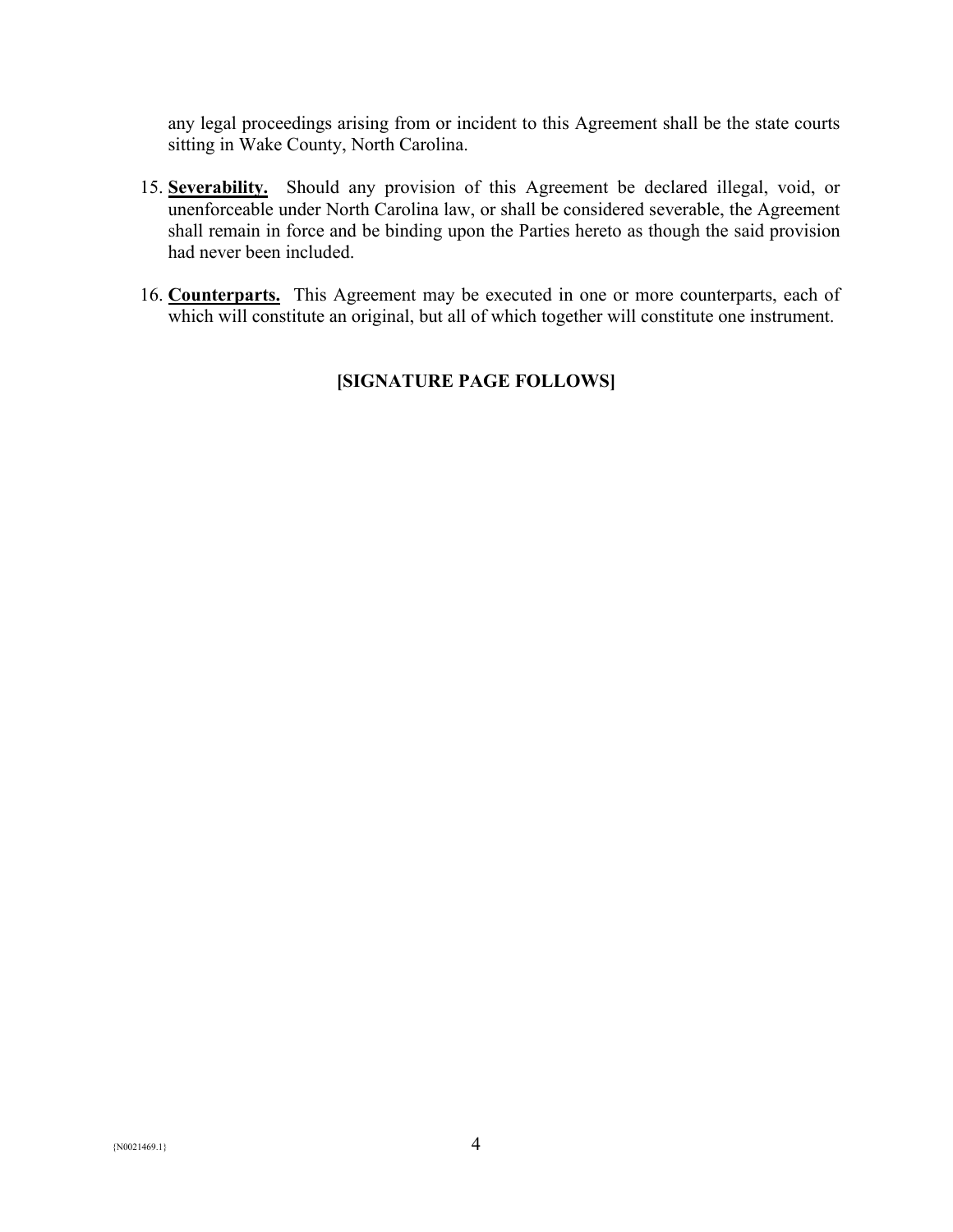any legal proceedings arising from or incident to this Agreement shall be the state courts sitting in Wake County, North Carolina.

15. **Severability.** Should any provision of this Agreement be declared illegal, void, or unenforceable under North Carolina law, or shall be considered severable, the Agreement shall remain in force and be binding upon the Parties hereto as though the said provision had never been included.

16. **Counterparts.** This Agreement may be executed in one or more counterparts, each of which will constitute an original, but all of which together will constitute one instrument.

**[SIGNATURE PAGE FOLLOWS]**

{N0021469.1}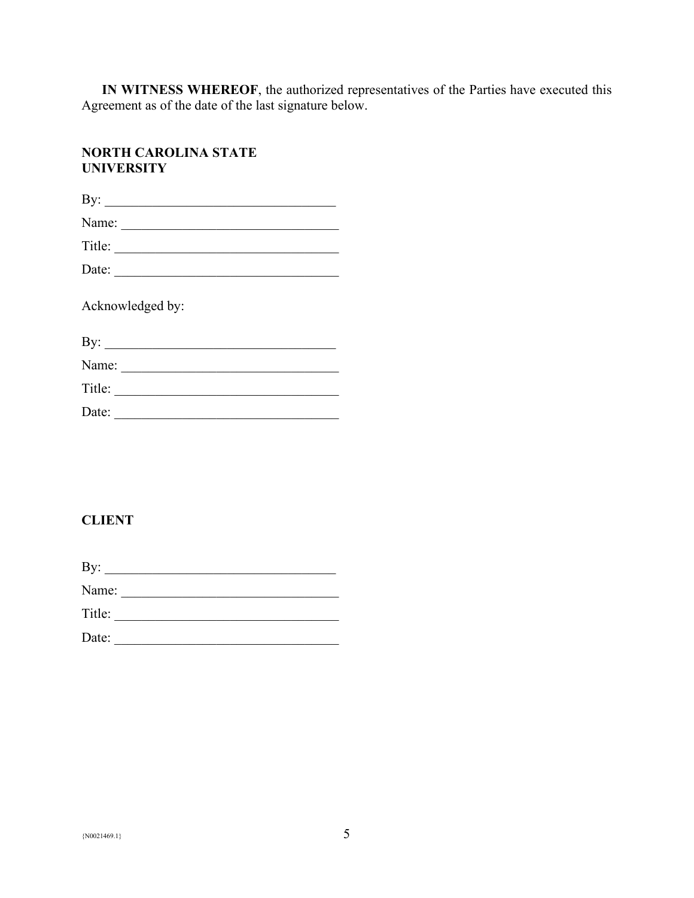**IN WITNESS WHEREOF**, the authorized representatives of the Parties have executed this Agreement as of the date of the last signature below.

**NORTH CAROLINA STATE UNIVERSITY**

By: ___________________________________

Name: _________________________________

Title: _________________________________

Date: _________________________________

Acknowledged by:

By: ___________________________________

Name: _________________________________

Title: _________________________________

Date: _________________________________

**CLIENT**

By: ___________________________________

Name: _________________________________

Title: _________________________________

Date: _________________________________

{N0021469.1}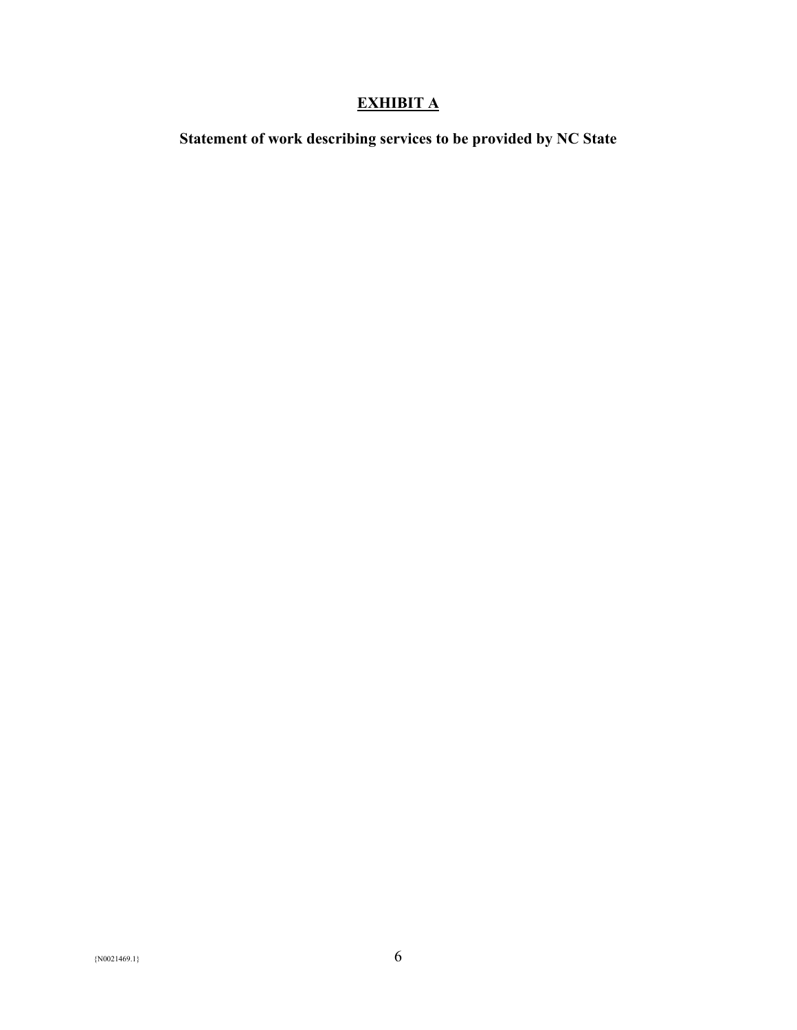# **EXHIBIT A**

**Statement of work describing services to be provided by NC State**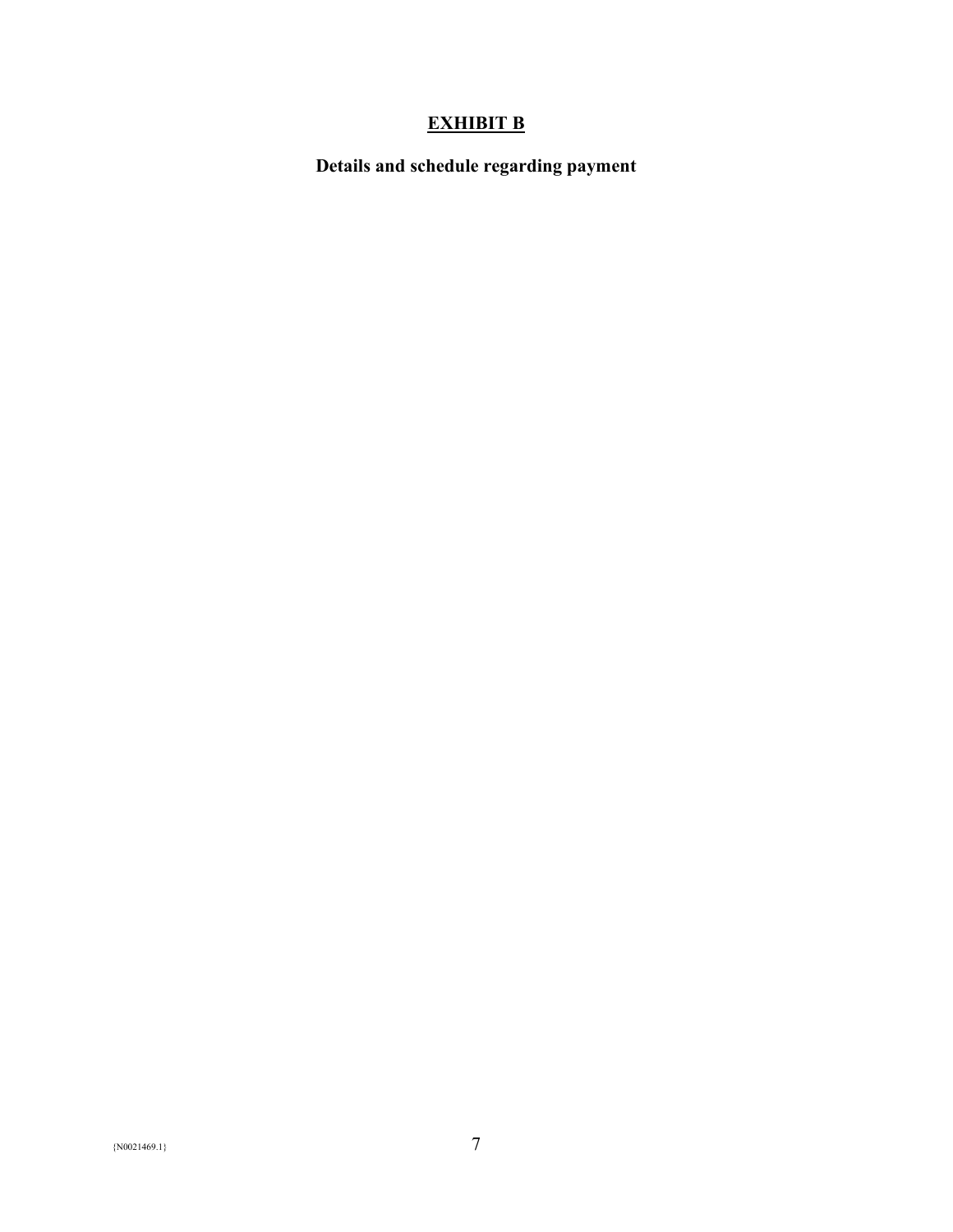# **EXHIBIT B**

**Details and schedule regarding payment**

{N0021469.1}